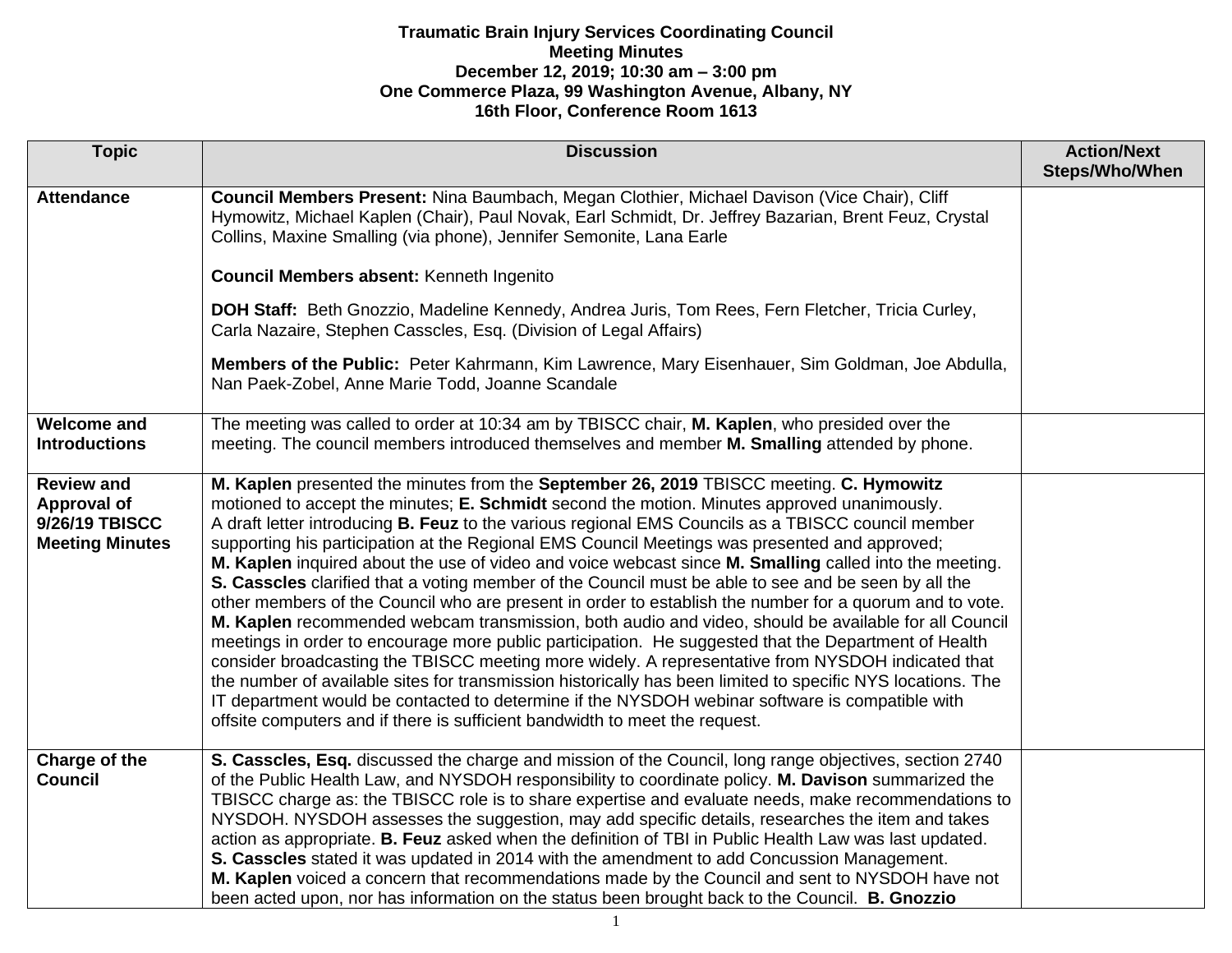**Traumatic Brain Injury Services Coordinating Council**
**Meeting Minutes**
**December 12, 2019; 10:30 am – 3:00 pm**
**One Commerce Plaza, 99 Washington Avenue, Albany, NY**
**16th Floor, Conference Room 1613**

| Topic | Discussion | Action/Next Steps/Who/When |
|---|---|---|
| **Attendance** | **Council Members Present:** Nina Baumbach, Megan Clothier, Michael Davison (Vice Chair), Cliff Hymowitz, Michael Kaplen (Chair), Paul Novak, Earl Schmidt, Dr. Jeffrey Bazarian, Brent Feuz, Crystal Collins, Maxine Smalling (via phone), Jennifer Semonite, Lana Earle<br><br>**Council Members absent:** Kenneth Ingenito<br><br>**DOH Staff:** Beth Gnozzio, Madeline Kennedy, Andrea Juris, Tom Rees, Fern Fletcher, Tricia Curley, Carla Nazaire, Stephen Casscles, Esq. (Division of Legal Affairs)<br><br>**Members of the Public:** Peter Kahrmann, Kim Lawrence, Mary Eisenhauer, Sim Goldman, Joe Abdulla, Nan Paek-Zobel, Anne Marie Todd, Joanne Scandale | |
| **Welcome and Introductions** | The meeting was called to order at 10:34 am by TBISCC chair, **M. Kaplen**, who presided over the meeting. The council members introduced themselves and member **M. Smalling** attended by phone. | |
| **Review and Approval of 9/26/19 TBISCC Meeting Minutes** | **M. Kaplen** presented the minutes from the **September 26, 2019** TBISCC meeting. **C. Hymowitz** motioned to accept the minutes; **E. Schmidt** second the motion. Minutes approved unanimously.<br>A draft letter introducing **B. Feuz** to the various regional EMS Councils as a TBISCC council member supporting his participation at the Regional EMS Council Meetings was presented and approved;<br>**M. Kaplen** inquired about the use of video and voice webcast since **M. Smalling** called into the meeting. **S. Casscles** clarified that a voting member of the Council must be able to see and be seen by all the other members of the Council who are present in order to establish the number for a quorum and to vote. **M. Kaplen** recommended webcam transmission, both audio and video, should be available for all Council meetings in order to encourage more public participation. He suggested that the Department of Health consider broadcasting the TBISCC meeting more widely. A representative from NYSDOH indicated that the number of available sites for transmission historically has been limited to specific NYS locations. The IT department would be contacted to determine if the NYSDOH webinar software is compatible with offsite computers and if there is sufficient bandwidth to meet the request. | |
| **Charge of the Council** | **S. Casscles, Esq.** discussed the charge and mission of the Council, long range objectives, section 2740 of the Public Health Law, and NYSDOH responsibility to coordinate policy. **M. Davison** summarized the TBISCC charge as: the TBISCC role is to share expertise and evaluate needs, make recommendations to NYSDOH. NYSDOH assesses the suggestion, may add specific details, researches the item and takes action as appropriate. **B. Feuz** asked when the definition of TBI in Public Health Law was last updated. **S. Casscles** stated it was updated in 2014 with the amendment to add Concussion Management.<br>**M. Kaplen** voiced a concern that recommendations made by the Council and sent to NYSDOH have not been acted upon, nor has information on the status been brought back to the Council. **B. Gnozzio** | |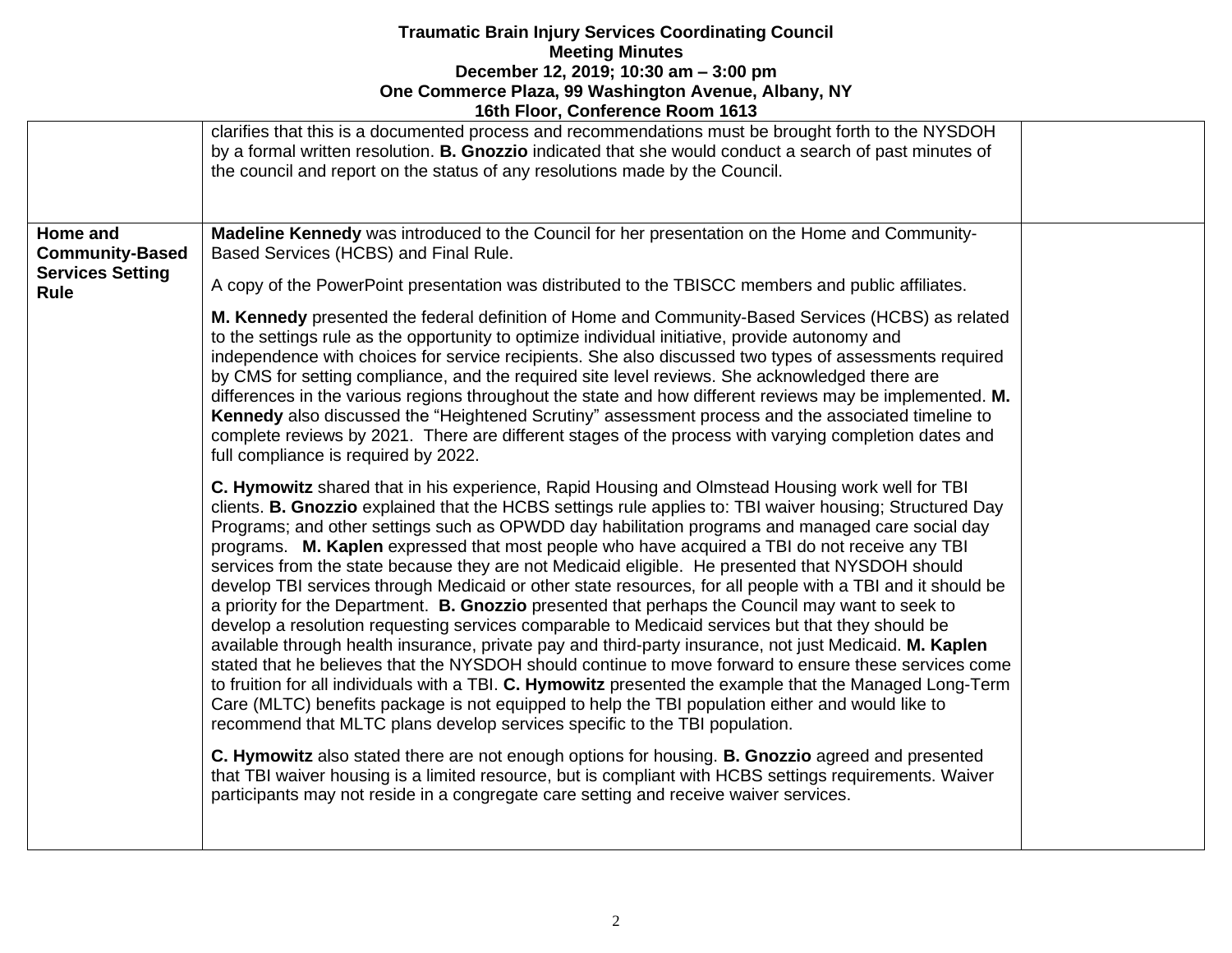| | | |
|---|---|---|
| | clarifies that this is a documented process and recommendations must be brought forth to the NYSDOH by a formal written resolution. **B. Gnozzio** indicated that she would conduct a search of past minutes of the council and report on the status of any resolutions made by the Council. | |
| **Home and Community-Based Services Setting Rule** | **Madeline Kennedy** was introduced to the Council for her presentation on the Home and Community-Based Services (HCBS) and Final Rule.<br><br>A copy of the PowerPoint presentation was distributed to the TBISCC members and public affiliates.<br><br>**M. Kennedy** presented the federal definition of Home and Community-Based Services (HCBS) as related to the settings rule as the opportunity to optimize individual initiative, provide autonomy and independence with choices for service recipients. She also discussed two types of assessments required by CMS for setting compliance, and the required site level reviews. She acknowledged there are differences in the various regions throughout the state and how different reviews may be implemented. **M. Kennedy** also discussed the "Heightened Scrutiny" assessment process and the associated timeline to complete reviews by 2021. There are different stages of the process with varying completion dates and full compliance is required by 2022.<br><br>**C. Hymowitz** shared that in his experience, Rapid Housing and Olmstead Housing work well for TBI clients. **B. Gnozzio** explained that the HCBS settings rule applies to: TBI waiver housing; Structured Day Programs; and other settings such as OPWDD day habilitation programs and managed care social day programs. **M. Kaplen** expressed that most people who have acquired a TBI do not receive any TBI services from the state because they are not Medicaid eligible. He presented that NYSDOH should develop TBI services through Medicaid or other state resources, for all people with a TBI and it should be a priority for the Department. **B. Gnozzio** presented that perhaps the Council may want to seek to develop a resolution requesting services comparable to Medicaid services but that they should be available through health insurance, private pay and third-party insurance, not just Medicaid. **M. Kaplen** stated that he believes that the NYSDOH should continue to move forward to ensure these services come to fruition for all individuals with a TBI. **C. Hymowitz** presented the example that the Managed Long-Term Care (MLTC) benefits package is not equipped to help the TBI population either and would like to recommend that MLTC plans develop services specific to the TBI population.<br><br>**C. Hymowitz** also stated there are not enough options for housing. **B. Gnozzio** agreed and presented that TBI waiver housing is a limited resource, but is compliant with HCBS settings requirements. Waiver participants may not reside in a congregate care setting and receive waiver services. | |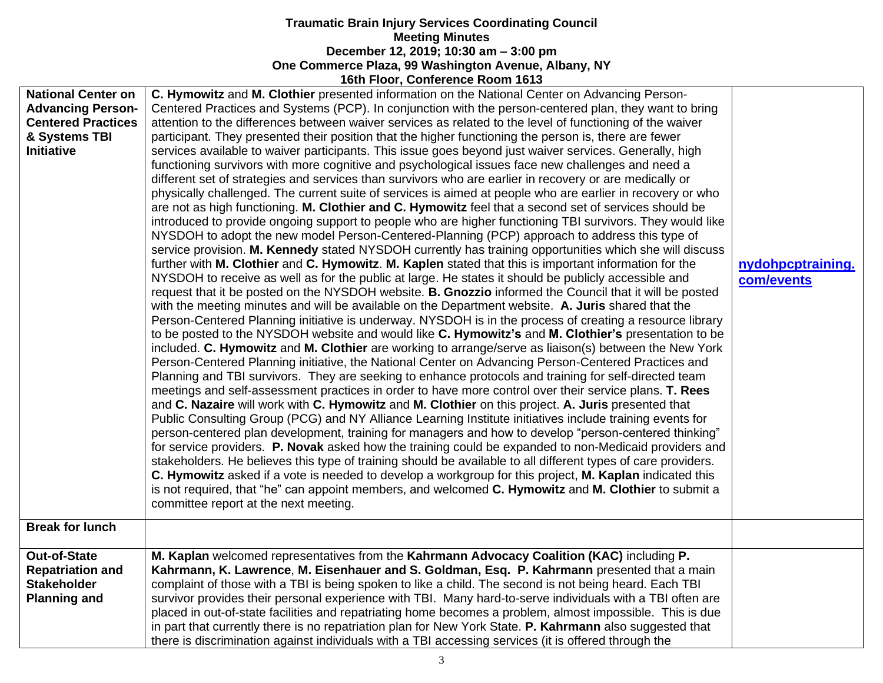**Traumatic Brain Injury Services Coordinating Council**
**Meeting Minutes**
**December 12, 2019; 10:30 am – 3:00 pm**
**One Commerce Plaza, 99 Washington Avenue, Albany, NY**
**16th Floor, Conference Room 1613**

| | | |
|---|---|---|
| **National Center on Advancing Person-Centered Practices & Systems TBI Initiative** | **C. Hymowitz** and **M. Clothier** presented information on the National Center on Advancing Person-Centered Practices and Systems (PCP). In conjunction with the person-centered plan, they want to bring attention to the differences between waiver services as related to the level of functioning of the waiver participant. They presented their position that the higher functioning the person is, there are fewer services available to waiver participants. This issue goes beyond just waiver services. Generally, high functioning survivors with more cognitive and psychological issues face new challenges and need a different set of strategies and services than survivors who are earlier in recovery or are medically or physically challenged. The current suite of services is aimed at people who are earlier in recovery or who are not as high functioning. **M. Clothier and C. Hymowitz** feel that a second set of services should be introduced to provide ongoing support to people who are higher functioning TBI survivors. They would like NYSDOH to adopt the new model Person-Centered-Planning (PCP) approach to address this type of service provision. **M. Kennedy** stated NYSDOH currently has training opportunities which she will discuss further with **M. Clothier** and **C. Hymowitz**. **M. Kaplen** stated that this is important information for the NYSDOH to receive as well as for the public at large. He states it should be publicly accessible and request that it be posted on the NYSDOH website. **B. Gnozzio** informed the Council that it will be posted with the meeting minutes and will be available on the Department website. **A. Juris** shared that the Person-Centered Planning initiative is underway. NYSDOH is in the process of creating a resource library to be posted to the NYSDOH website and would like **C. Hymowitz's** and **M. Clothier's** presentation to be included. **C. Hymowitz** and **M. Clothier** are working to arrange/serve as liaison(s) between the New York Person-Centered Planning initiative, the National Center on Advancing Person-Centered Practices and Planning and TBI survivors. They are seeking to enhance protocols and training for self-directed team meetings and self-assessment practices in order to have more control over their service plans. **T. Rees** and **C. Nazaire** will work with **C. Hymowitz** and **M. Clothier** on this project. **A. Juris** presented that Public Consulting Group (PCG) and NY Alliance Learning Institute initiatives include training events for person-centered plan development, training for managers and how to develop "person-centered thinking" for service providers. **P. Novak** asked how the training could be expanded to non-Medicaid providers and stakeholders. He believes this type of training should be available to all different types of care providers. **C. Hymowitz** asked if a vote is needed to develop a workgroup for this project, **M. Kaplan** indicated this is not required, that "he" can appoint members, and welcomed **C. Hymowitz** and **M. Clothier** to submit a committee report at the next meeting. | [nydohpcptraining.com/events](nydohpcptraining.com/events) |
| **Break for lunch** | | |
| **Out-of-State Repatriation and Stakeholder Planning and** | **M. Kaplan** welcomed representatives from the **Kahrmann Advocacy Coalition (KAC)** including **P. Kahrmann, K. Lawrence**, **M. Eisenhauer and S. Goldman, Esq. P. Kahrmann** presented that a main complaint of those with a TBI is being spoken to like a child. The second is not being heard. Each TBI survivor provides their personal experience with TBI. Many hard-to-serve individuals with a TBI often are placed in out-of-state facilities and repatriating home becomes a problem, almost impossible. This is due in part that currently there is no repatriation plan for New York State. **P. Kahrmann** also suggested that there is discrimination against individuals with a TBI accessing services (it is offered through the | |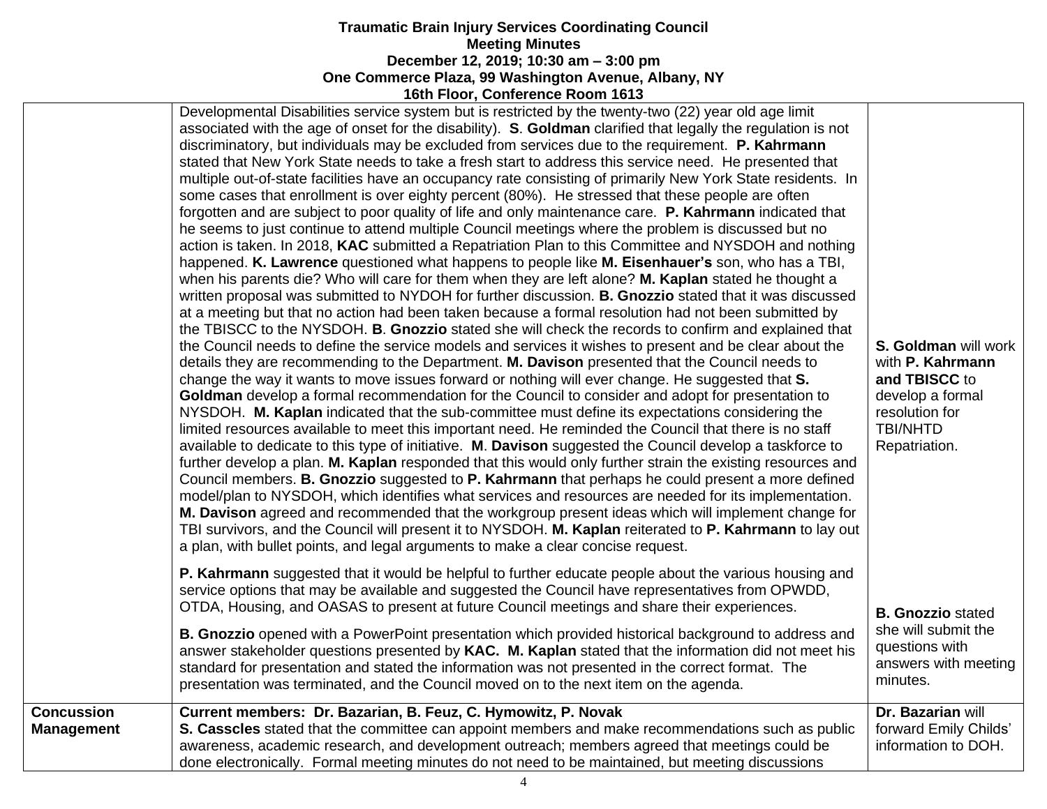**Traumatic Brain Injury Services Coordinating Council**
**Meeting Minutes**
**December 12, 2019; 10:30 am – 3:00 pm**
**One Commerce Plaza, 99 Washington Avenue, Albany, NY**
**16th Floor, Conference Room 1613**

| | | |
|---|---|---|
| | Developmental Disabilities service system but is restricted by the twenty-two (22) year old age limit associated with the age of onset for the disability). **S**. **Goldman** clarified that legally the regulation is not discriminatory, but individuals may be excluded from services due to the requirement. **P. Kahrmann** stated that New York State needs to take a fresh start to address this service need. He presented that multiple out-of-state facilities have an occupancy rate consisting of primarily New York State residents. In some cases that enrollment is over eighty percent (80%). He stressed that these people are often forgotten and are subject to poor quality of life and only maintenance care. **P. Kahrmann** indicated that he seems to just continue to attend multiple Council meetings where the problem is discussed but no action is taken. In 2018, **KAC** submitted a Repatriation Plan to this Committee and NYSDOH and nothing happened. **K. Lawrence** questioned what happens to people like **M. Eisenhauer's** son, who has a TBI, when his parents die? Who will care for them when they are left alone? **M. Kaplan** stated he thought a written proposal was submitted to NYDOH for further discussion. **B. Gnozzio** stated that it was discussed at a meeting but that no action had been taken because a formal resolution had not been submitted by the TBISCC to the NYSDOH. **B**. **Gnozzio** stated she will check the records to confirm and explained that the Council needs to define the service models and services it wishes to present and be clear about the details they are recommending to the Department. **M. Davison** presented that the Council needs to change the way it wants to move issues forward or nothing will ever change. He suggested that **S. Goldman** develop a formal recommendation for the Council to consider and adopt for presentation to NYSDOH. **M. Kaplan** indicated that the sub-committee must define its expectations considering the limited resources available to meet this important need. He reminded the Council that there is no staff available to dedicate to this type of initiative. **M**. **Davison** suggested the Council develop a taskforce to further develop a plan. **M. Kaplan** responded that this would only further strain the existing resources and Council members. **B. Gnozzio** suggested to **P. Kahrmann** that perhaps he could present a more defined model/plan to NYSDOH, which identifies what services and resources are needed for its implementation. **M. Davison** agreed and recommended that the workgroup present ideas which will implement change for TBI survivors, and the Council will present it to NYSDOH. **M. Kaplan** reiterated to **P. Kahrmann** to lay out a plan, with bullet points, and legal arguments to make a clear concise request.<br><br>**P. Kahrmann** suggested that it would be helpful to further educate people about the various housing and service options that may be available and suggested the Council have representatives from OPWDD, OTDA, Housing, and OASAS to present at future Council meetings and share their experiences.<br><br>**B. Gnozzio** opened with a PowerPoint presentation which provided historical background to address and answer stakeholder questions presented by **KAC. M. Kaplan** stated that the information did not meet his standard for presentation and stated the information was not presented in the correct format. The presentation was terminated, and the Council moved on to the next item on the agenda. | **S. Goldman** will work with **P. Kahrmann and TBISCC** to develop a formal resolution for TBI/NHTD Repatriation.<br><br>**B. Gnozzio** stated she will submit the questions with answers with meeting minutes. |
| **Concussion Management** | **Current members: Dr. Bazarian, B. Feuz, C. Hymowitz, P. Novak**<br>**S. Casscles** stated that the committee can appoint members and make recommendations such as public awareness, academic research, and development outreach; members agreed that meetings could be done electronically. Formal meeting minutes do not need to be maintained, but meeting discussions | **Dr. Bazarian** will forward Emily Childs' information to DOH. |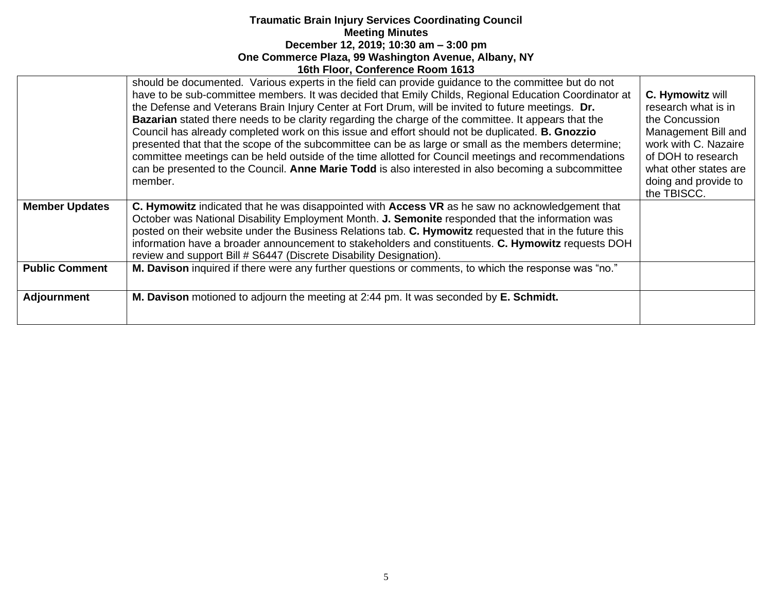| | | |
|---|---|---|
| | should be documented. Various experts in the field can provide guidance to the committee but do not have to be sub-committee members. It was decided that Emily Childs, Regional Education Coordinator at the Defense and Veterans Brain Injury Center at Fort Drum, will be invited to future meetings. **Dr. Bazarian** stated there needs to be clarity regarding the charge of the committee. It appears that the Council has already completed work on this issue and effort should not be duplicated. **B. Gnozzio** presented that that the scope of the subcommittee can be as large or small as the members determine; committee meetings can be held outside of the time allotted for Council meetings and recommendations can be presented to the Council. **Anne Marie Todd** is also interested in also becoming a subcommittee member. | **C. Hymowitz** will research what is in the Concussion Management Bill and work with C. Nazaire of DOH to research what other states are doing and provide to the TBISCC. |
| **Member Updates** | **C. Hymowitz** indicated that he was disappointed with **Access VR** as he saw no acknowledgement that October was National Disability Employment Month. **J. Semonite** responded that the information was posted on their website under the Business Relations tab. **C. Hymowitz** requested that in the future this information have a broader announcement to stakeholders and constituents. **C. Hymowitz** requests DOH review and support Bill # S6447 (Discrete Disability Designation). | |
| **Public Comment** | **M. Davison** inquired if there were any further questions or comments, to which the response was "no." | |
| **Adjournment** | **M. Davison** motioned to adjourn the meeting at 2:44 pm. It was seconded by **E. Schmidt.** | |